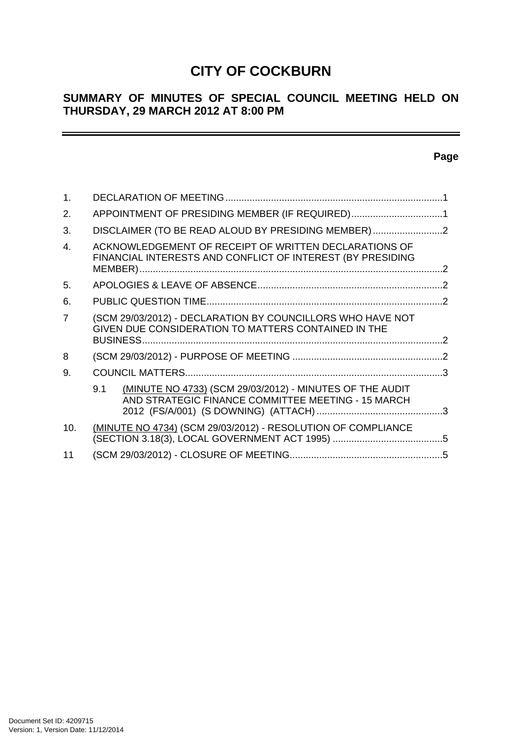# CITY OF COCKBURN

## SUMMARY OF MINUTES OF SPECIAL COUNCIL MEETING HELD ON THURSDAY, 29 MARCH 2012 AT 8:00 PM

---

**Page**

| | | |
|---|---|---|
| 1. | DECLARATION OF MEETING | 1 |
| 2. | APPOINTMENT OF PRESIDING MEMBER (IF REQUIRED) | 1 |
| 3. | DISCLAIMER (TO BE READ ALOUD BY PRESIDING MEMBER) | 2 |
| 4. | ACKNOWLEDGEMENT OF RECEIPT OF WRITTEN DECLARATIONS OF FINANCIAL INTERESTS AND CONFLICT OF INTEREST (BY PRESIDING MEMBER) | 2 |
| 5. | APOLOGIES & LEAVE OF ABSENCE | 2 |
| 6. | PUBLIC QUESTION TIME | 2 |
| 7 | (SCM 29/03/2012) - DECLARATION BY COUNCILLORS WHO HAVE NOT GIVEN DUE CONSIDERATION TO MATTERS CONTAINED IN THE BUSINESS | 2 |
| 8 | (SCM 29/03/2012) - PURPOSE OF MEETING | 2 |
| 9. | COUNCIL MATTERS | 3 |
| | 9.1 (MINUTE NO 4733) (SCM 29/03/2012) - MINUTES OF THE AUDIT AND STRATEGIC FINANCE COMMITTEE MEETING - 15 MARCH 2012 (FS/A/001) (S DOWNING) (ATTACH) | 3 |
| 10. | (MINUTE NO 4734) (SCM 29/03/2012) - RESOLUTION OF COMPLIANCE (SECTION 3.18(3), LOCAL GOVERNMENT ACT 1995) | 5 |
| 11 | (SCM 29/03/2012) - CLOSURE OF MEETING | 5 |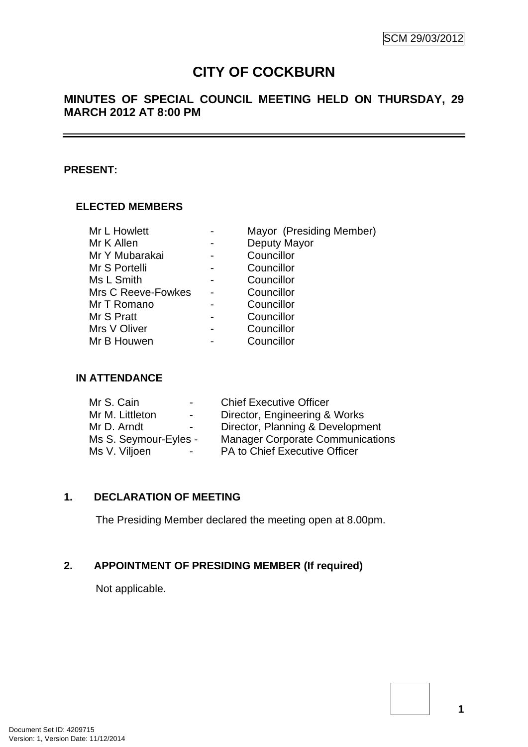SCM 29/03/2012

# CITY OF COCKBURN

## MINUTES OF SPECIAL COUNCIL MEETING HELD ON THURSDAY, 29 MARCH 2012 AT 8:00 PM

---

**PRESENT:**

### ELECTED MEMBERS

| | | |
|---|---|---|
| Mr L Howlett | - | Mayor (Presiding Member) |
| Mr K Allen | - | Deputy Mayor |
| Mr Y Mubarakai | - | Councillor |
| Mr S Portelli | - | Councillor |
| Ms L Smith | - | Councillor |
| Mrs C Reeve-Fowkes | - | Councillor |
| Mr T Romano | - | Councillor |
| Mr S Pratt | - | Councillor |
| Mrs V Oliver | - | Councillor |
| Mr B Houwen | - | Councillor |

### IN ATTENDANCE

| | | |
|---|---|---|
| Mr S. Cain | - | Chief Executive Officer |
| Mr M. Littleton | - | Director, Engineering & Works |
| Mr D. Arndt | - | Director, Planning & Development |
| Ms S. Seymour-Eyles | - | Manager Corporate Communications |
| Ms V. Viljoen | - | PA to Chief Executive Officer |

## 1. DECLARATION OF MEETING

The Presiding Member declared the meeting open at 8.00pm.

## 2. APPOINTMENT OF PRESIDING MEMBER (If required)

Not applicable.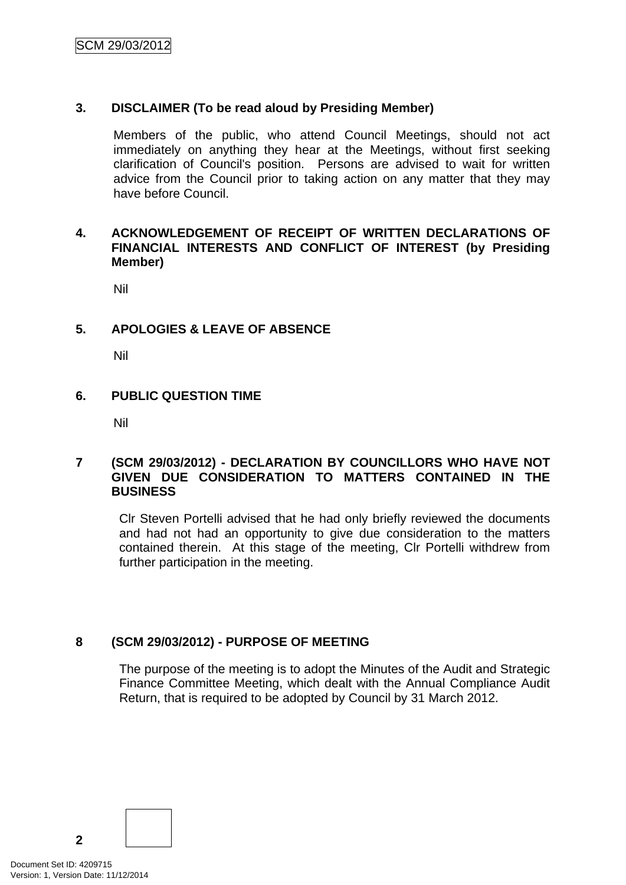## 3. DISCLAIMER (To be read aloud by Presiding Member)

Members of the public, who attend Council Meetings, should not act immediately on anything they hear at the Meetings, without first seeking clarification of Council's position. Persons are advised to wait for written advice from the Council prior to taking action on any matter that they may have before Council.

## 4. ACKNOWLEDGEMENT OF RECEIPT OF WRITTEN DECLARATIONS OF FINANCIAL INTERESTS AND CONFLICT OF INTEREST (by Presiding Member)

Nil

## 5. APOLOGIES & LEAVE OF ABSENCE

Nil

## 6. PUBLIC QUESTION TIME

Nil

## 7 (SCM 29/03/2012) - DECLARATION BY COUNCILLORS WHO HAVE NOT GIVEN DUE CONSIDERATION TO MATTERS CONTAINED IN THE BUSINESS

Clr Steven Portelli advised that he had only briefly reviewed the documents and had not had an opportunity to give due consideration to the matters contained therein. At this stage of the meeting, Clr Portelli withdrew from further participation in the meeting.

## 8 (SCM 29/03/2012) - PURPOSE OF MEETING

The purpose of the meeting is to adopt the Minutes of the Audit and Strategic Finance Committee Meeting, which dealt with the Annual Compliance Audit Return, that is required to be adopted by Council by 31 March 2012.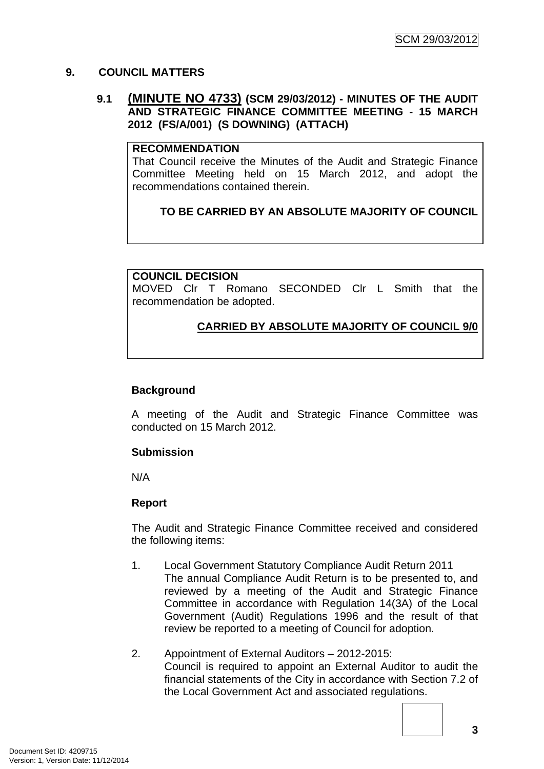## 9. COUNCIL MATTERS

### 9.1 (MINUTE NO 4733) (SCM 29/03/2012) - MINUTES OF THE AUDIT AND STRATEGIC FINANCE COMMITTEE MEETING - 15 MARCH 2012 (FS/A/001) (S DOWNING) (ATTACH)

**RECOMMENDATION**

That Council receive the Minutes of the Audit and Strategic Finance Committee Meeting held on 15 March 2012, and adopt the recommendations contained therein.

**TO BE CARRIED BY AN ABSOLUTE MAJORITY OF COUNCIL**

**COUNCIL DECISION**

MOVED Clr T Romano SECONDED Clr L Smith that the recommendation be adopted.

**CARRIED BY ABSOLUTE MAJORITY OF COUNCIL 9/0**

**Background**

A meeting of the Audit and Strategic Finance Committee was conducted on 15 March 2012.

**Submission**

N/A

**Report**

The Audit and Strategic Finance Committee received and considered the following items:

1. Local Government Statutory Compliance Audit Return 2011
   The annual Compliance Audit Return is to be presented to, and reviewed by a meeting of the Audit and Strategic Finance Committee in accordance with Regulation 14(3A) of the Local Government (Audit) Regulations 1996 and the result of that review be reported to a meeting of Council for adoption.

2. Appointment of External Auditors – 2012-2015:
   Council is required to appoint an External Auditor to audit the financial statements of the City in accordance with Section 7.2 of the Local Government Act and associated regulations.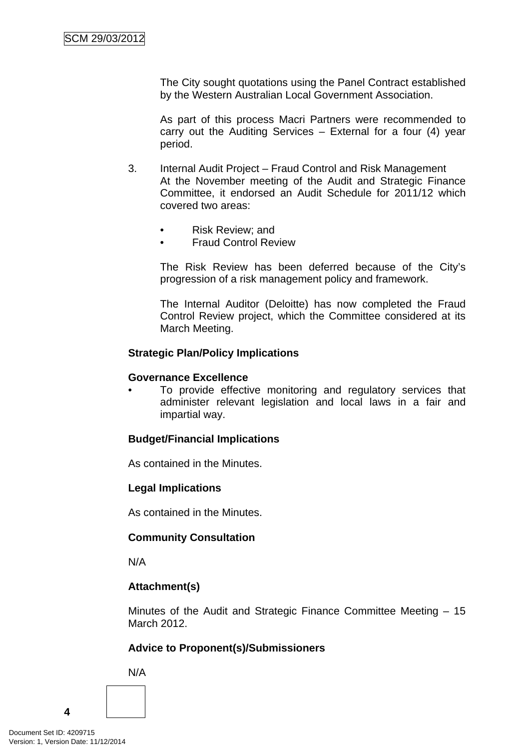The City sought quotations using the Panel Contract established by the Western Australian Local Government Association.

As part of this process Macri Partners were recommended to carry out the Auditing Services – External for a four (4) year period.

3. Internal Audit Project – Fraud Control and Risk Management
   At the November meeting of the Audit and Strategic Finance Committee, it endorsed an Audit Schedule for 2011/12 which covered two areas:

   - Risk Review; and
   - Fraud Control Review

   The Risk Review has been deferred because of the City's progression of a risk management policy and framework.

   The Internal Auditor (Deloitte) has now completed the Fraud Control Review project, which the Committee considered at its March Meeting.

**Strategic Plan/Policy Implications**

**Governance Excellence**

- To provide effective monitoring and regulatory services that administer relevant legislation and local laws in a fair and impartial way.

**Budget/Financial Implications**

As contained in the Minutes.

**Legal Implications**

As contained in the Minutes.

**Community Consultation**

N/A

**Attachment(s)**

Minutes of the Audit and Strategic Finance Committee Meeting – 15 March 2012.

**Advice to Proponent(s)/Submissioners**

N/A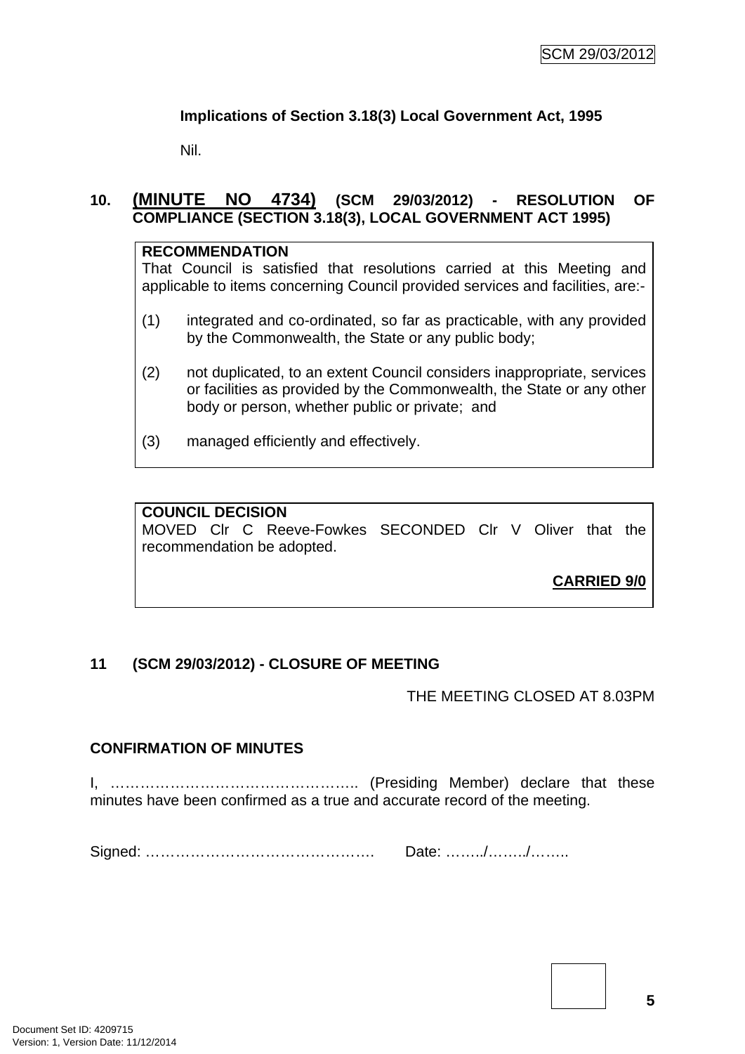**Implications of Section 3.18(3) Local Government Act, 1995**

Nil.

## 10. (MINUTE NO 4734) (SCM 29/03/2012) - RESOLUTION OF COMPLIANCE (SECTION 3.18(3), LOCAL GOVERNMENT ACT 1995)

**RECOMMENDATION**

That Council is satisfied that resolutions carried at this Meeting and applicable to items concerning Council provided services and facilities, are:-

(1) integrated and co-ordinated, so far as practicable, with any provided by the Commonwealth, the State or any public body;

(2) not duplicated, to an extent Council considers inappropriate, services or facilities as provided by the Commonwealth, the State or any other body or person, whether public or private; and

(3) managed efficiently and effectively.

**COUNCIL DECISION**

MOVED Clr C Reeve-Fowkes SECONDED Clr V Oliver that the recommendation be adopted.

**CARRIED 9/0**

## 11 (SCM 29/03/2012) - CLOSURE OF MEETING

THE MEETING CLOSED AT 8.03PM

**CONFIRMATION OF MINUTES**

I, ………………………………………….. (Presiding Member) declare that these minutes have been confirmed as a true and accurate record of the meeting.

Signed: ………………………………………. Date: ……../……../……..